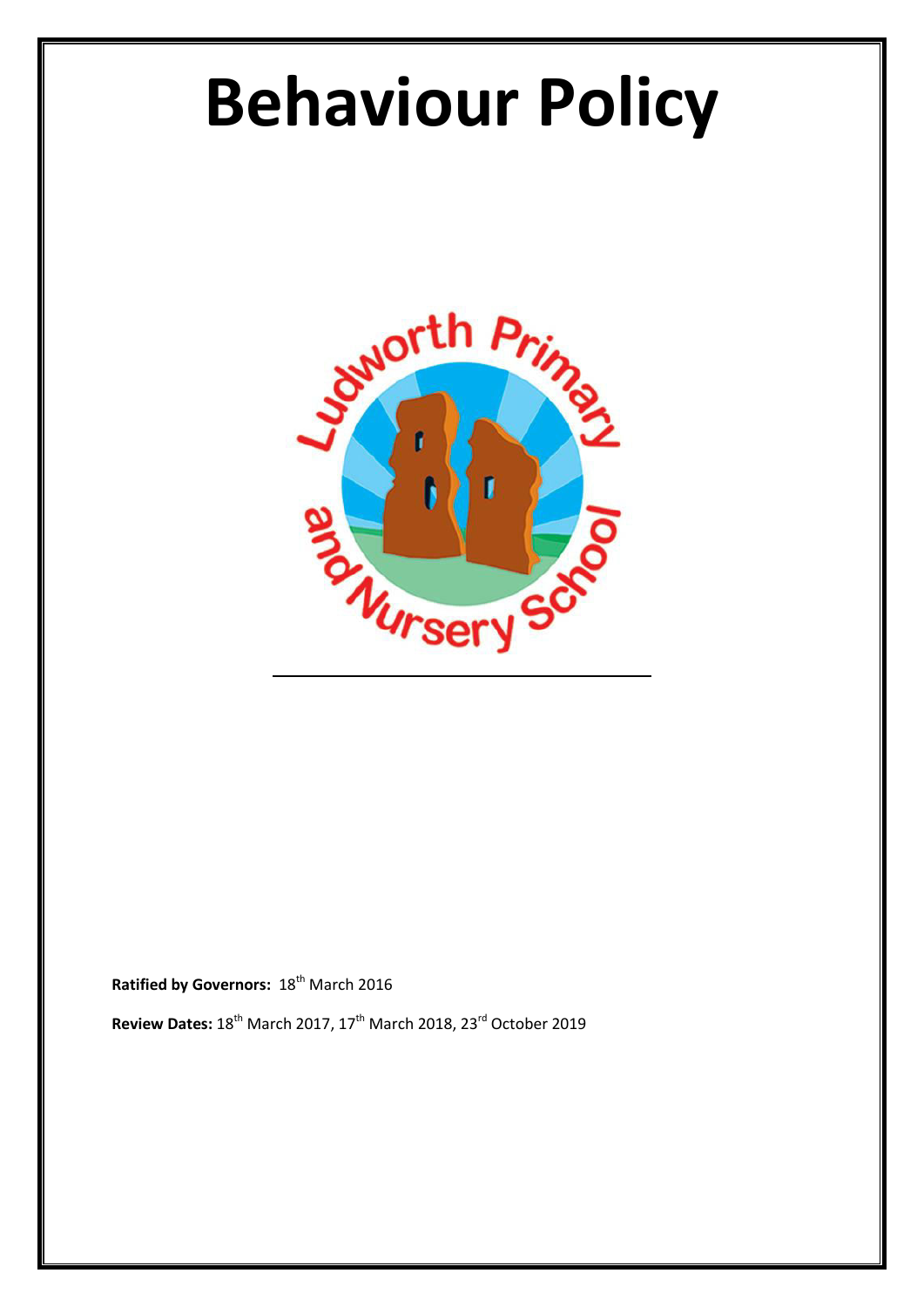# Behaviour Policy

**Ratified by Governors:** 18th March 2016

**Review Dates:** 18th March 2017, 17th March 2018, 23rd October 2019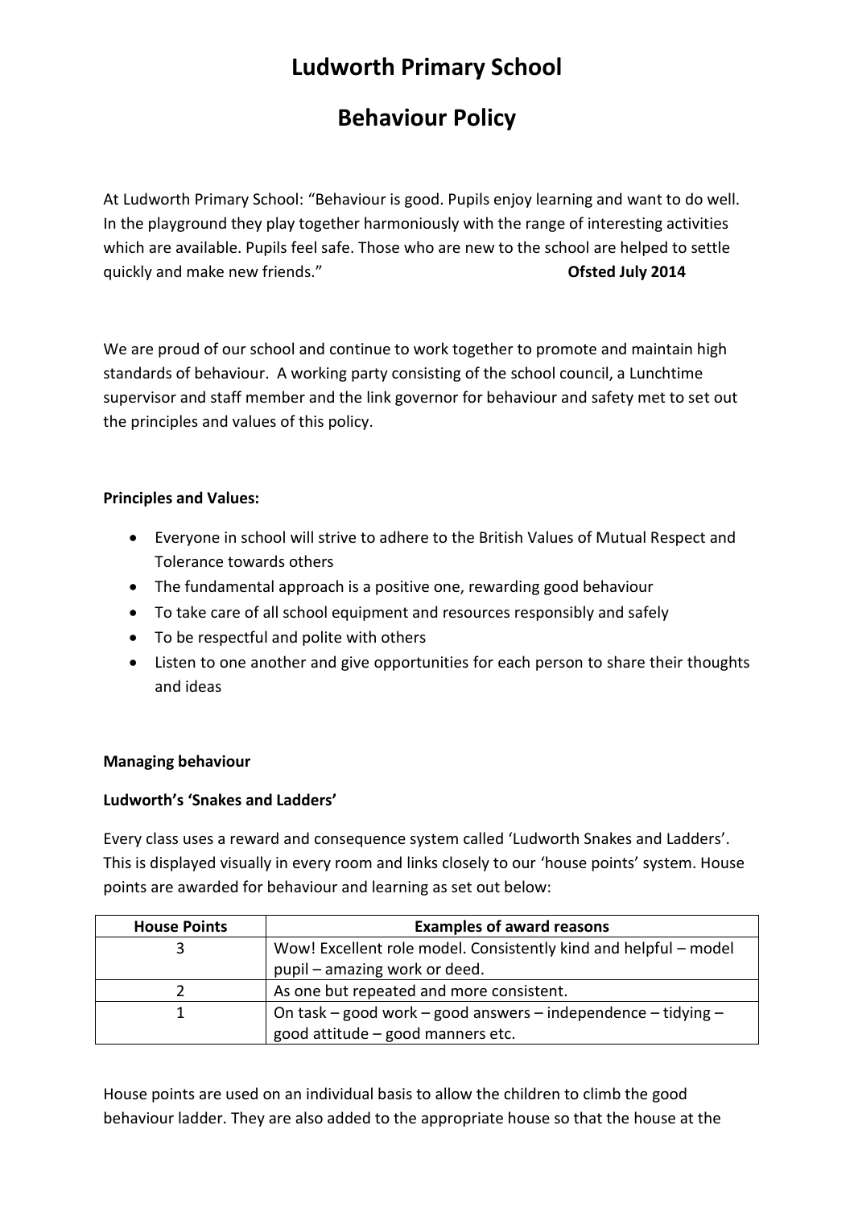# Ludworth Primary School

# Behaviour Policy

At Ludworth Primary School: "Behaviour is good. Pupils enjoy learning and want to do well. In the playground they play together harmoniously with the range of interesting activities which are available. Pupils feel safe. Those who are new to the school are helped to settle quickly and make new friends." **Ofsted July 2014**

We are proud of our school and continue to work together to promote and maintain high standards of behaviour. A working party consisting of the school council, a Lunchtime supervisor and staff member and the link governor for behaviour and safety met to set out the principles and values of this policy.

**Principles and Values:**

- Everyone in school will strive to adhere to the British Values of Mutual Respect and Tolerance towards others
- The fundamental approach is a positive one, rewarding good behaviour
- To take care of all school equipment and resources responsibly and safely
- To be respectful and polite with others
- Listen to one another and give opportunities for each person to share their thoughts and ideas

**Managing behaviour**

**Ludworth's 'Snakes and Ladders'**

Every class uses a reward and consequence system called 'Ludworth Snakes and Ladders'. This is displayed visually in every room and links closely to our 'house points' system. House points are awarded for behaviour and learning as set out below:

| House Points | Examples of award reasons |
|---|---|
| 3 | Wow! Excellent role model. Consistently kind and helpful – model pupil – amazing work or deed. |
| 2 | As one but repeated and more consistent. |
| 1 | On task – good work – good answers – independence – tidying – good attitude – good manners etc. |

House points are used on an individual basis to allow the children to climb the good behaviour ladder. They are also added to the appropriate house so that the house at the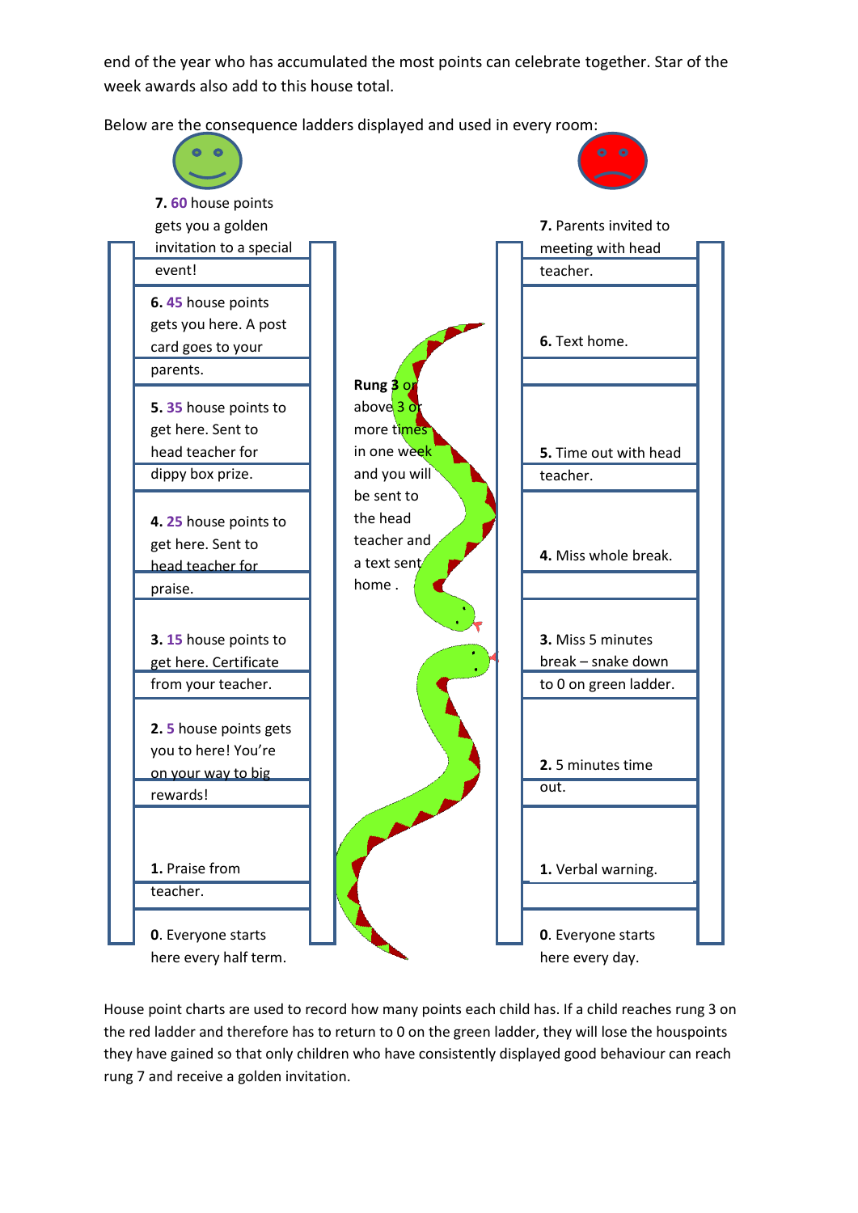end of the year who has accumulated the most points can celebrate together. Star of the week awards also add to this house total.

Below are the consequence ladders displayed and used in every room:

| Green ladder | Red ladder |
| --- | --- |
| **7.** 60 house points gets you a golden invitation to a special event! | **7.** Parents invited to meeting with head teacher. |
| **6.** 45 house points gets you here. A post card goes to your parents. | **6.** Text home. |
| **5.** 35 house points to get here. Sent to head teacher for dippy box prize. | **5.** Time out with head teacher. |
| **4.** 25 house points to get here. Sent to head teacher for praise. | **4.** Miss whole break. |
| **3.** 15 house points to get here. Certificate from your teacher. | **3.** Miss 5 minutes break – snake down to 0 on green ladder. |
| **2.** 5 house points gets you to here! You're on your way to big rewards! | **2.** 5 minutes time out. |
| **1.** Praise from teacher. | **1.** Verbal warning. |
| **0**. Everyone starts here every half term. | **0**. Everyone starts here every day. |

**Rung 3** or above 3 or more times in one week and you will be sent to the head teacher and a text sent home .

House point charts are used to record how many points each child has. If a child reaches rung 3 on the red ladder and therefore has to return to 0 on the green ladder, they will lose the houspoints they have gained so that only children who have consistently displayed good behaviour can reach rung 7 and receive a golden invitation.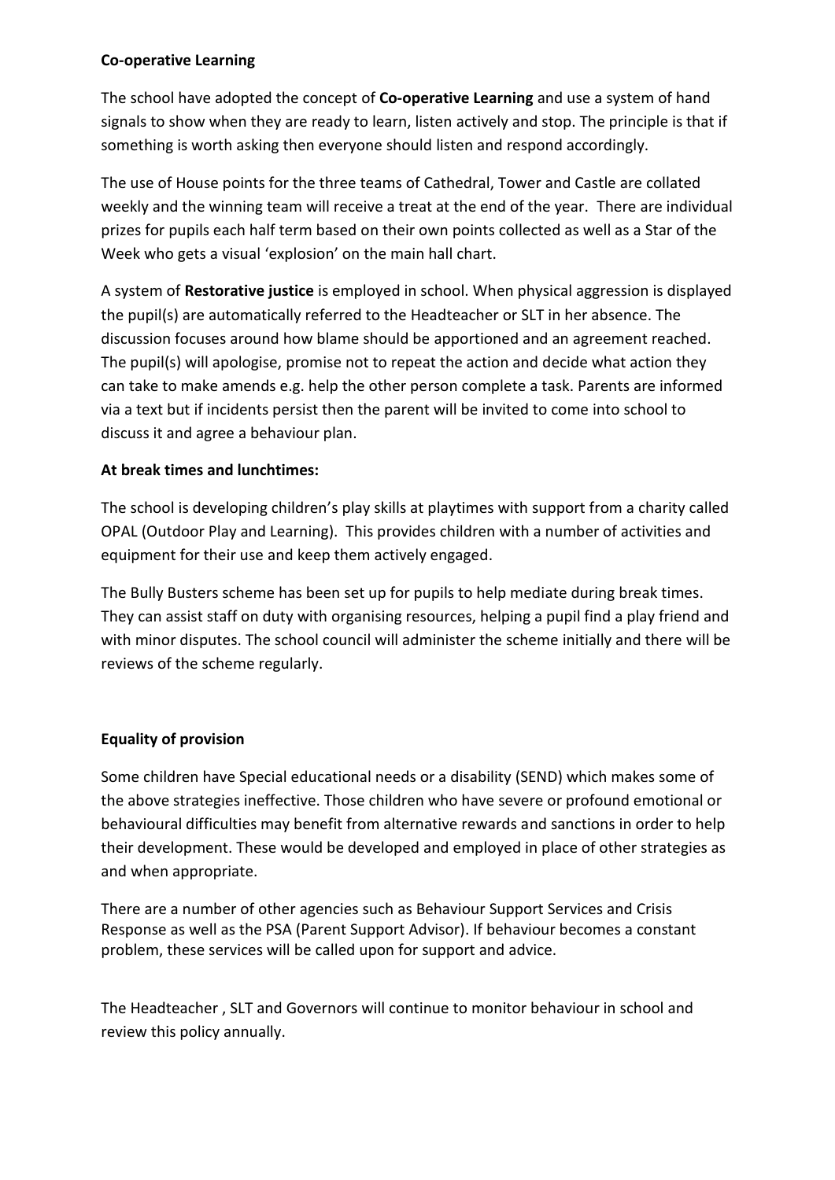**Co-operative Learning**

The school have adopted the concept of **Co-operative Learning** and use a system of hand signals to show when they are ready to learn, listen actively and stop. The principle is that if something is worth asking then everyone should listen and respond accordingly.

The use of House points for the three teams of Cathedral, Tower and Castle are collated weekly and the winning team will receive a treat at the end of the year. There are individual prizes for pupils each half term based on their own points collected as well as a Star of the Week who gets a visual 'explosion' on the main hall chart.

A system of **Restorative justice** is employed in school. When physical aggression is displayed the pupil(s) are automatically referred to the Headteacher or SLT in her absence. The discussion focuses around how blame should be apportioned and an agreement reached. The pupil(s) will apologise, promise not to repeat the action and decide what action they can take to make amends e.g. help the other person complete a task. Parents are informed via a text but if incidents persist then the parent will be invited to come into school to discuss it and agree a behaviour plan.

**At break times and lunchtimes:**

The school is developing children's play skills at playtimes with support from a charity called OPAL (Outdoor Play and Learning). This provides children with a number of activities and equipment for their use and keep them actively engaged.

The Bully Busters scheme has been set up for pupils to help mediate during break times. They can assist staff on duty with organising resources, helping a pupil find a play friend and with minor disputes. The school council will administer the scheme initially and there will be reviews of the scheme regularly.

**Equality of provision**

Some children have Special educational needs or a disability (SEND) which makes some of the above strategies ineffective. Those children who have severe or profound emotional or behavioural difficulties may benefit from alternative rewards and sanctions in order to help their development. These would be developed and employed in place of other strategies as and when appropriate.

There are a number of other agencies such as Behaviour Support Services and Crisis Response as well as the PSA (Parent Support Advisor). If behaviour becomes a constant problem, these services will be called upon for support and advice.

The Headteacher , SLT and Governors will continue to monitor behaviour in school and review this policy annually.